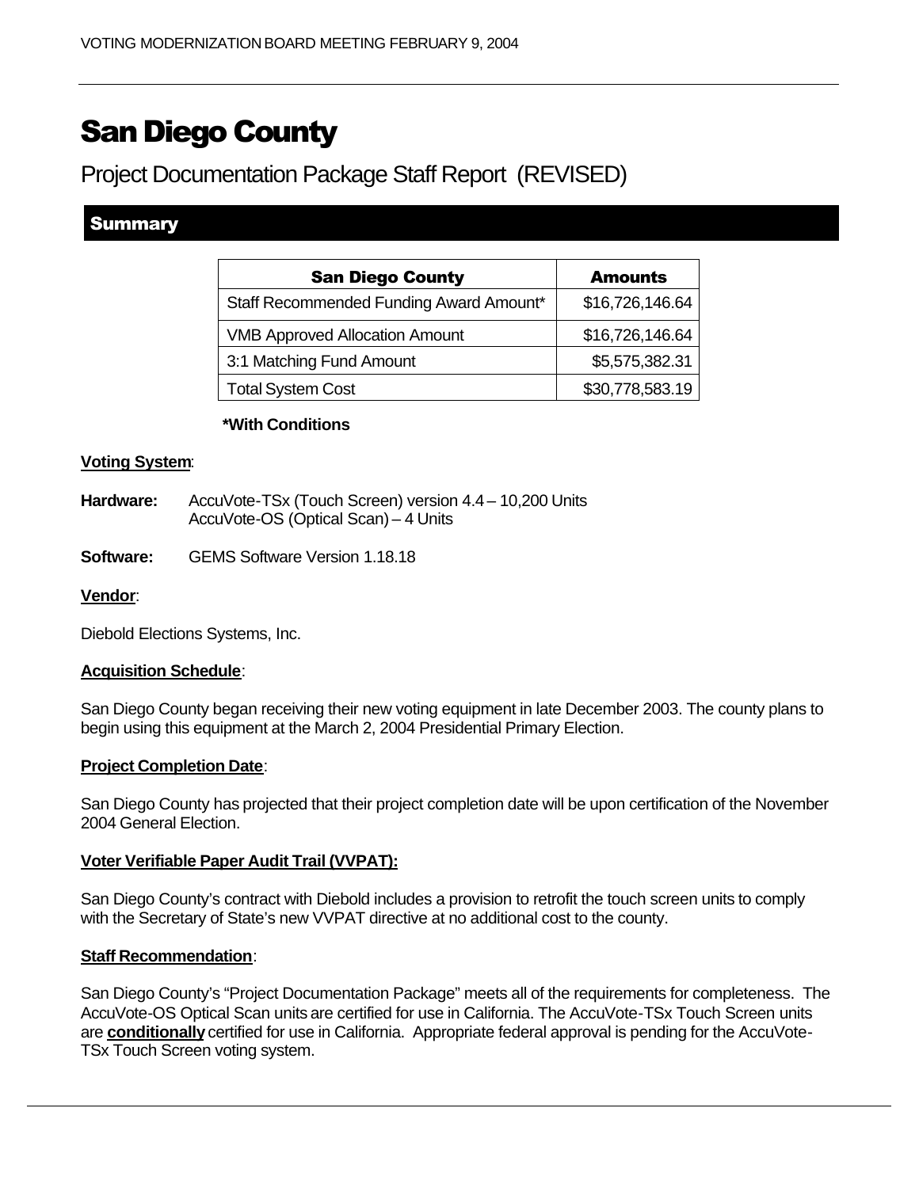# San Diego County

## Project Documentation Package Staff Report (REVISED)

### Summary

| San Diego County | Amounts |
|---|---|
| Staff Recommended Funding Award Amount* | $16,726,146.64 |
| VMB Approved Allocation Amount | $16,726,146.64 |
| 3:1 Matching Fund Amount | $5,575,382.31 |
| Total System Cost | $30,778,583.19 |

**\*With Conditions**

**Voting System**:

**Hardware:** AccuVote-TSx (Touch Screen) version 4.4 – 10,200 Units
AccuVote-OS (Optical Scan) – 4 Units

**Software:** GEMS Software Version 1.18.18

**Vendor**:

Diebold Elections Systems, Inc.

**Acquisition Schedule**:

San Diego County began receiving their new voting equipment in late December 2003. The county plans to begin using this equipment at the March 2, 2004 Presidential Primary Election.

**Project Completion Date**:

San Diego County has projected that their project completion date will be upon certification of the November 2004 General Election.

**Voter Verifiable Paper Audit Trail (VVPAT):**

San Diego County's contract with Diebold includes a provision to retrofit the touch screen units to comply with the Secretary of State's new VVPAT directive at no additional cost to the county.

**Staff Recommendation**:

San Diego County's "Project Documentation Package" meets all of the requirements for completeness. The AccuVote-OS Optical Scan units are certified for use in California. The AccuVote-TSx Touch Screen units are **conditionally** certified for use in California. Appropriate federal approval is pending for the AccuVote-TSx Touch Screen voting system.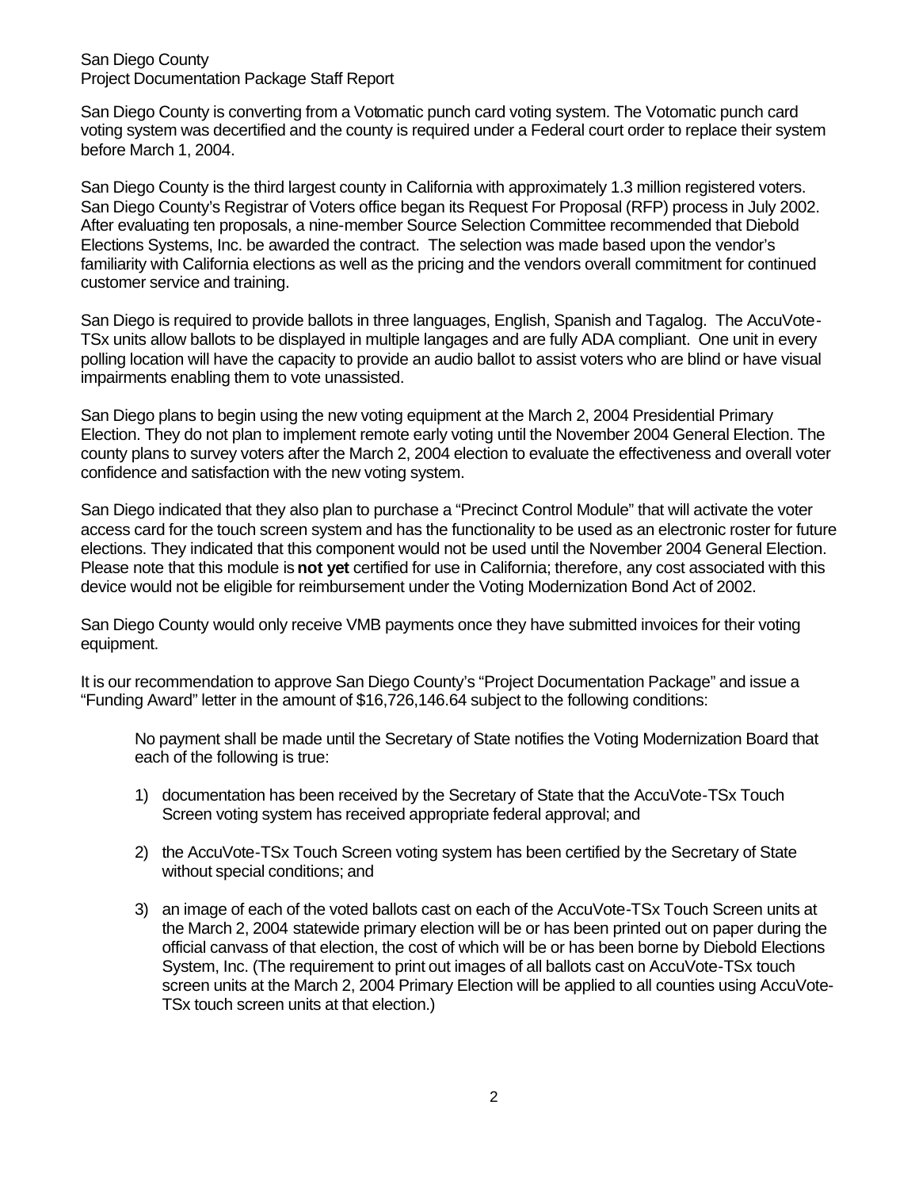San Diego County
Project Documentation Package Staff Report

San Diego County is converting from a Votomatic punch card voting system. The Votomatic punch card voting system was decertified and the county is required under a Federal court order to replace their system before March 1, 2004.

San Diego County is the third largest county in California with approximately 1.3 million registered voters. San Diego County's Registrar of Voters office began its Request For Proposal (RFP) process in July 2002. After evaluating ten proposals, a nine-member Source Selection Committee recommended that Diebold Elections Systems, Inc. be awarded the contract. The selection was made based upon the vendor's familiarity with California elections as well as the pricing and the vendors overall commitment for continued customer service and training.

San Diego is required to provide ballots in three languages, English, Spanish and Tagalog. The AccuVote-TSx units allow ballots to be displayed in multiple langages and are fully ADA compliant. One unit in every polling location will have the capacity to provide an audio ballot to assist voters who are blind or have visual impairments enabling them to vote unassisted.

San Diego plans to begin using the new voting equipment at the March 2, 2004 Presidential Primary Election. They do not plan to implement remote early voting until the November 2004 General Election. The county plans to survey voters after the March 2, 2004 election to evaluate the effectiveness and overall voter confidence and satisfaction with the new voting system.

San Diego indicated that they also plan to purchase a "Precinct Control Module" that will activate the voter access card for the touch screen system and has the functionality to be used as an electronic roster for future elections. They indicated that this component would not be used until the November 2004 General Election. Please note that this module is **not yet** certified for use in California; therefore, any cost associated with this device would not be eligible for reimbursement under the Voting Modernization Bond Act of 2002.

San Diego County would only receive VMB payments once they have submitted invoices for their voting equipment.

It is our recommendation to approve San Diego County's "Project Documentation Package" and issue a "Funding Award" letter in the amount of $16,726,146.64 subject to the following conditions:

> No payment shall be made until the Secretary of State notifies the Voting Modernization Board that each of the following is true:
>
> 1) documentation has been received by the Secretary of State that the AccuVote-TSx Touch Screen voting system has received appropriate federal approval; and
>
> 2) the AccuVote-TSx Touch Screen voting system has been certified by the Secretary of State without special conditions; and
>
> 3) an image of each of the voted ballots cast on each of the AccuVote-TSx Touch Screen units at the March 2, 2004 statewide primary election will be or has been printed out on paper during the official canvass of that election, the cost of which will be or has been borne by Diebold Elections System, Inc. (The requirement to print out images of all ballots cast on AccuVote-TSx touch screen units at the March 2, 2004 Primary Election will be applied to all counties using AccuVote-TSx touch screen units at that election.)